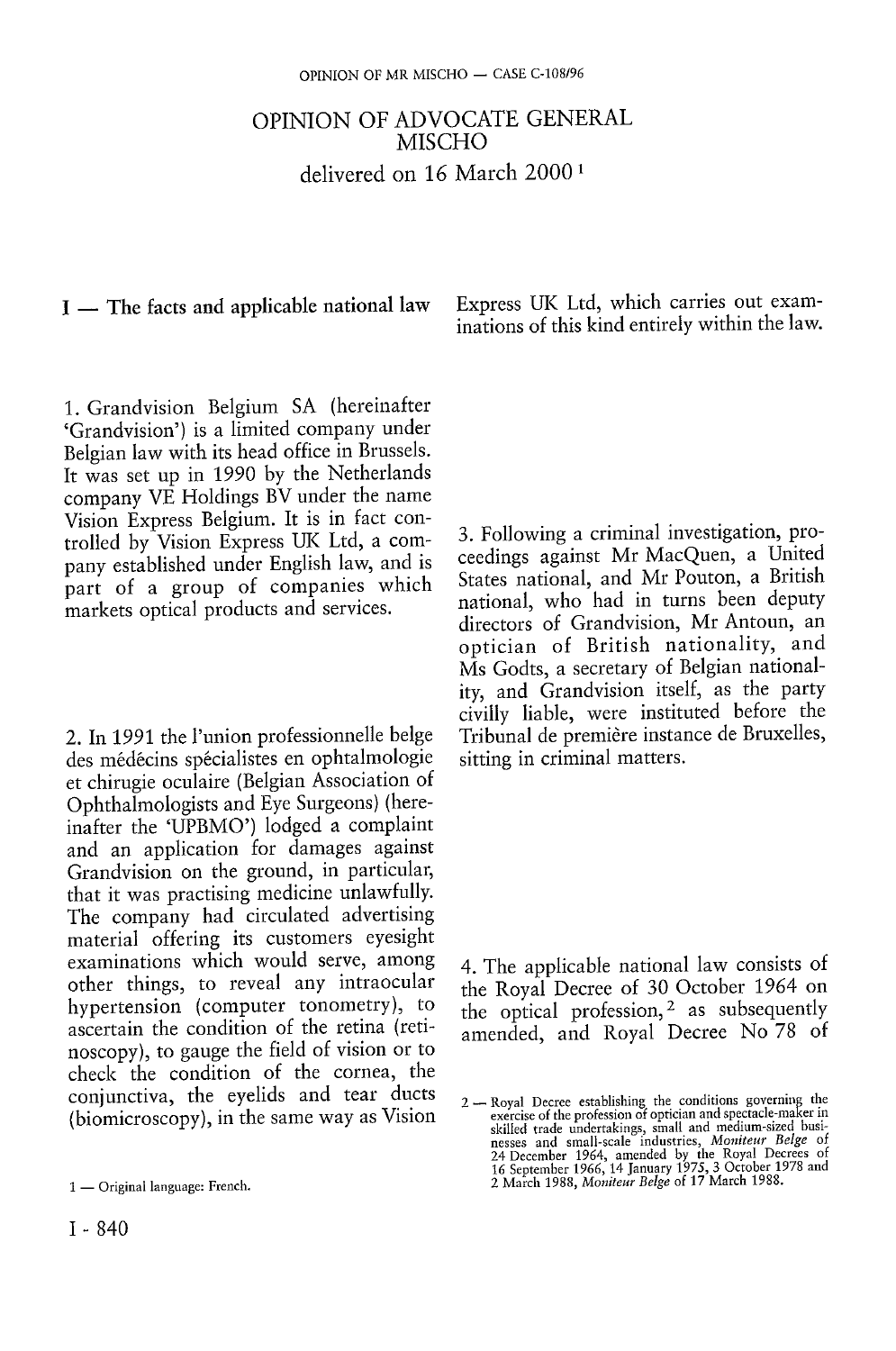# OPINION OF ADVOCATE GENERAL MISCHO

delivered on 16 March 2000 [1]

## I — The facts and applicable national law

1. Grandvision Belgium SA (hereinafter 'Grandvision') is a limited company under Belgian law with its head office in Brussels. It was set up in 1990 by the Netherlands company VE Holdings BV under the name Vision Express Belgium. It is in fact controlled by Vision Express UK Ltd, a company established under English law, and is part of a group of companies which markets optical products and services.

2. In 1991 the l'union professionnelle belge des médecins spécialistes en ophtalmologie et chirugie oculaire (Belgian Association of Ophthalmologists and Eye Surgeons) (hereinafter the 'UPBMO') lodged a complaint and an application for damages against Grandvision on the ground, in particular, that it was practising medicine unlawfully. The company had circulated advertising material offering its customers eyesight examinations which would serve, among other things, to reveal any intraocular hypertension (computer tonometry), to ascertain the condition of the retina (retinoscopy), to gauge the field of vision or to check the condition of the cornea, the conjunctiva, the eyelids and tear ducts (biomicroscopy), in the same way as Vision Express UK Ltd, which carries out examinations of this kind entirely within the law.

3. Following a criminal investigation, proceedings against Mr MacQuen, a United States national, and Mr Pouton, a British national, who had in turns been deputy directors of Grandvision, Mr Antoun, an optician of British nationality, and Ms Godts, a secretary of Belgian nationality, and Grandvision itself, as the party civilly liable, were instituted before the Tribunal de première instance de Bruxelles, sitting in criminal matters.

4. The applicable national law consists of the Royal Decree of 30 October 1964 on the optical profession, [2] as subsequently amended, and Royal Decree No 78 of

---

1 — Original language: French.

2 — Royal Decree establishing the conditions governing the exercise of the profession of optician and spectacle-maker in skilled trade undertakings, small and medium-sized businesses and small-scale industries, *Moniteur Belge* of 24 December 1964, amended by the Royal Decrees of 16 September 1966, 14 January 1975, 3 October 1978 and 2 March 1988, *Moniteur Belge* of 17 March 1988.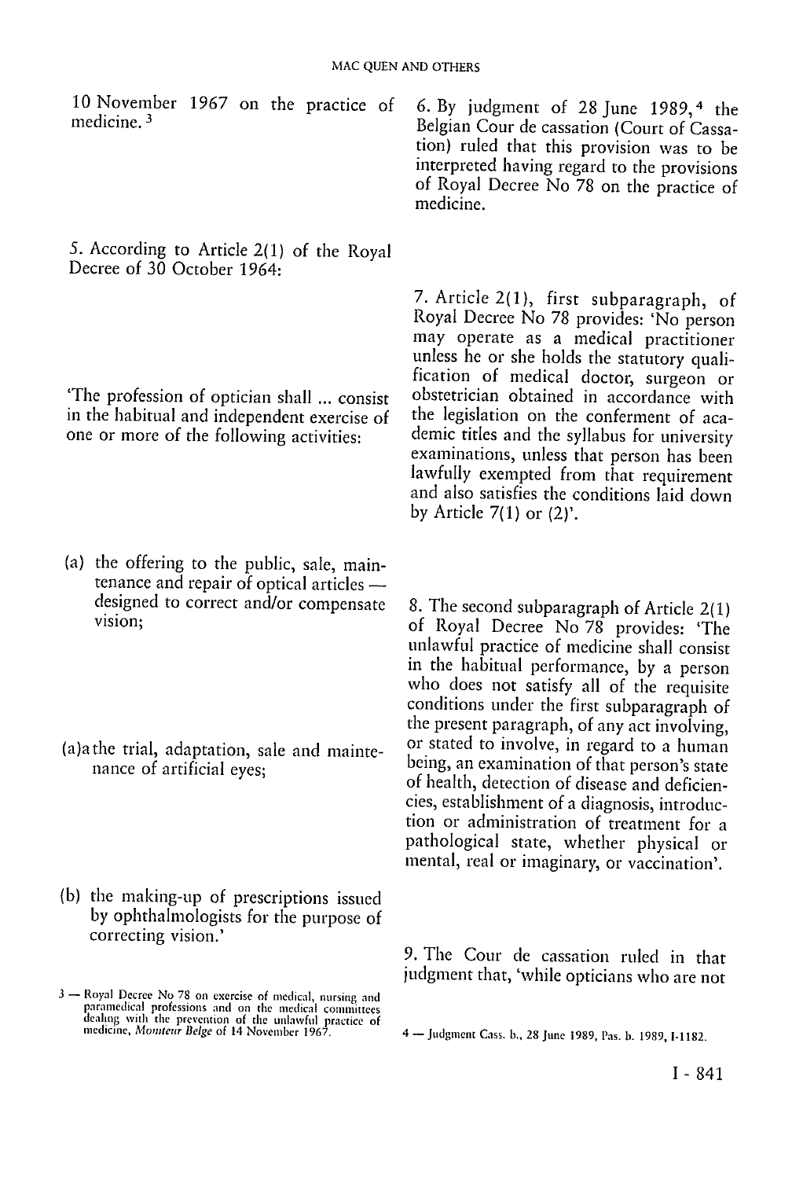10 November 1967 on the practice of medicine.[3]

5. According to Article 2(1) of the Royal Decree of 30 October 1964:

'The profession of optician shall ... consist in the habitual and independent exercise of one or more of the following activities:

(a) the offering to the public, sale, maintenance and repair of optical articles — designed to correct and/or compensate vision;

(a)a the trial, adaptation, sale and maintenance of artificial eyes;

(b) the making-up of prescriptions issued by ophthalmologists for the purpose of correcting vision.'

6. By judgment of 28 June 1989,[4] the Belgian Cour de cassation (Court of Cassation) ruled that this provision was to be interpreted having regard to the provisions of Royal Decree No 78 on the practice of medicine.

7. Article 2(1), first subparagraph, of Royal Decree No 78 provides: 'No person may operate as a medical practitioner unless he or she holds the statutory qualification of medical doctor, surgeon or obstetrician obtained in accordance with the legislation on the conferment of academic titles and the syllabus for university examinations, unless that person has been lawfully exempted from that requirement and also satisfies the conditions laid down by Article 7(1) or (2)'.

8. The second subparagraph of Article 2(1) of Royal Decree No 78 provides: 'The unlawful practice of medicine shall consist in the habitual performance, by a person who does not satisfy all of the requisite conditions under the first subparagraph of the present paragraph, of any act involving, or stated to involve, in regard to a human being, an examination of that person's state of health, detection of disease and deficiencies, establishment of a diagnosis, introduction or administration of treatment for a pathological state, whether physical or mental, real or imaginary, or vaccination'.

9. The Cour de cassation ruled in that judgment that, 'while opticians who are not

3 — Royal Decree No 78 on exercise of medical, nursing and paramedical professions and on the medical committees dealing with the prevention of the unlawful practice of medicine, *Moniteur Belge* of 14 November 1967.

4 — Judgment Cass. b., 28 June 1989, Pas. b. 1989, I-1182.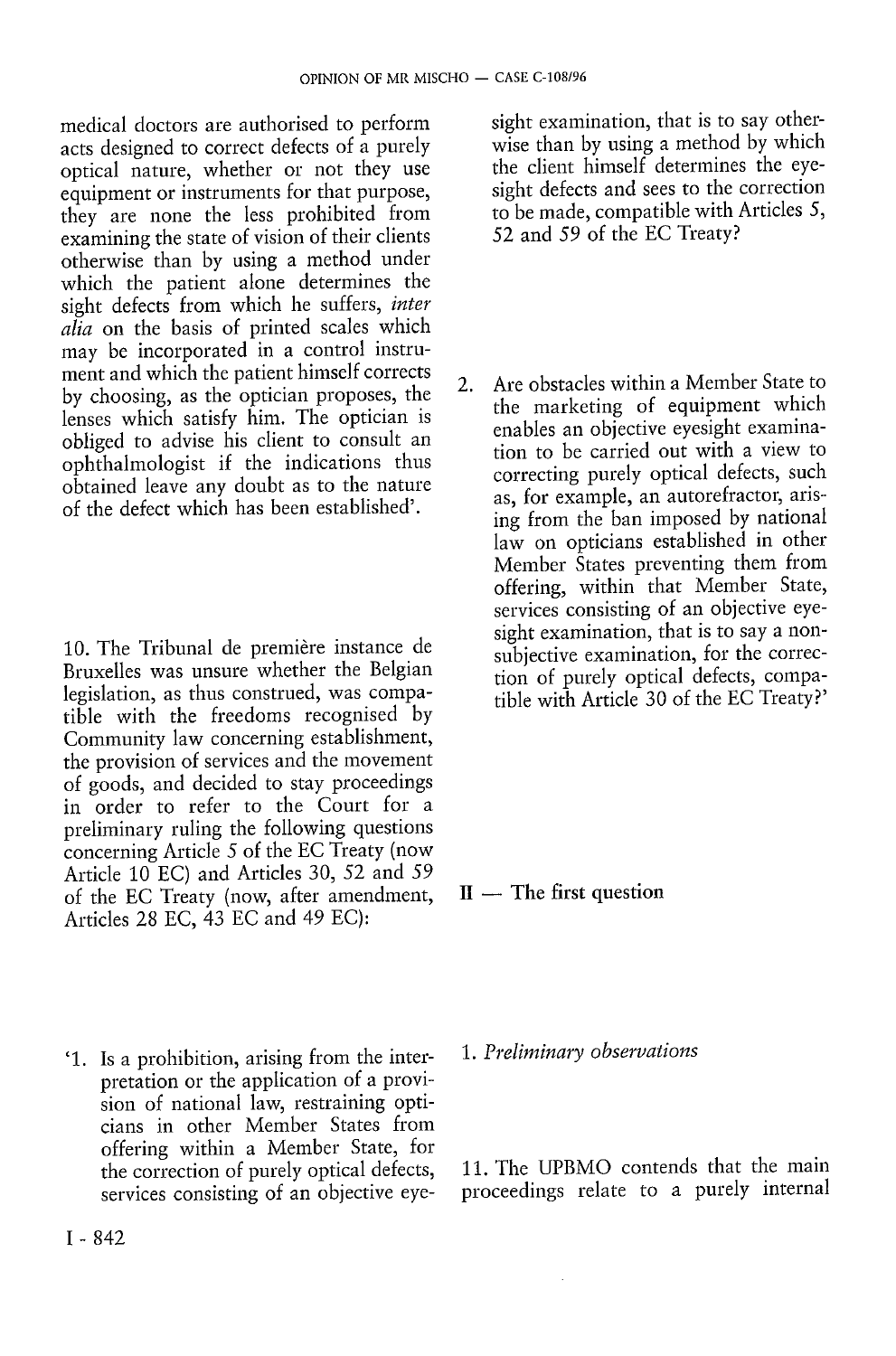medical doctors are authorised to perform acts designed to correct defects of a purely optical nature, whether or not they use equipment or instruments for that purpose, they are none the less prohibited from examining the state of vision of their clients otherwise than by using a method under which the patient alone determines the sight defects from which he suffers, *inter alia* on the basis of printed scales which may be incorporated in a control instrument and which the patient himself corrects by choosing, as the optician proposes, the lenses which satisfy him. The optician is obliged to advise his client to consult an ophthalmologist if the indications thus obtained leave any doubt as to the nature of the defect which has been established'.

10. The Tribunal de première instance de Bruxelles was unsure whether the Belgian legislation, as thus construed, was compatible with the freedoms recognised by Community law concerning establishment, the provision of services and the movement of goods, and decided to stay proceedings in order to refer to the Court for a preliminary ruling the following questions concerning Article 5 of the EC Treaty (now Article 10 EC) and Articles 30, 52 and 59 of the EC Treaty (now, after amendment, Articles 28 EC, 43 EC and 49 EC):

'1. Is a prohibition, arising from the interpretation or the application of a provision of national law, restraining opticians in other Member States from offering within a Member State, for the correction of purely optical defects, services consisting of an objective eyesight examination, that is to say otherwise than by using a method by which the client himself determines the eyesight defects and sees to the correction to be made, compatible with Articles 5, 52 and 59 of the EC Treaty?

2. Are obstacles within a Member State to the marketing of equipment which enables an objective eyesight examination to be carried out with a view to correcting purely optical defects, such as, for example, an autorefractor, arising from the ban imposed by national law on opticians established in other Member States preventing them from offering, within that Member State, services consisting of an objective eyesight examination, that is to say a non-subjective examination, for the correction of purely optical defects, compatible with Article 30 of the EC Treaty?'

## II — The first question

### 1. *Preliminary observations*

11. The UPBMO contends that the main proceedings relate to a purely internal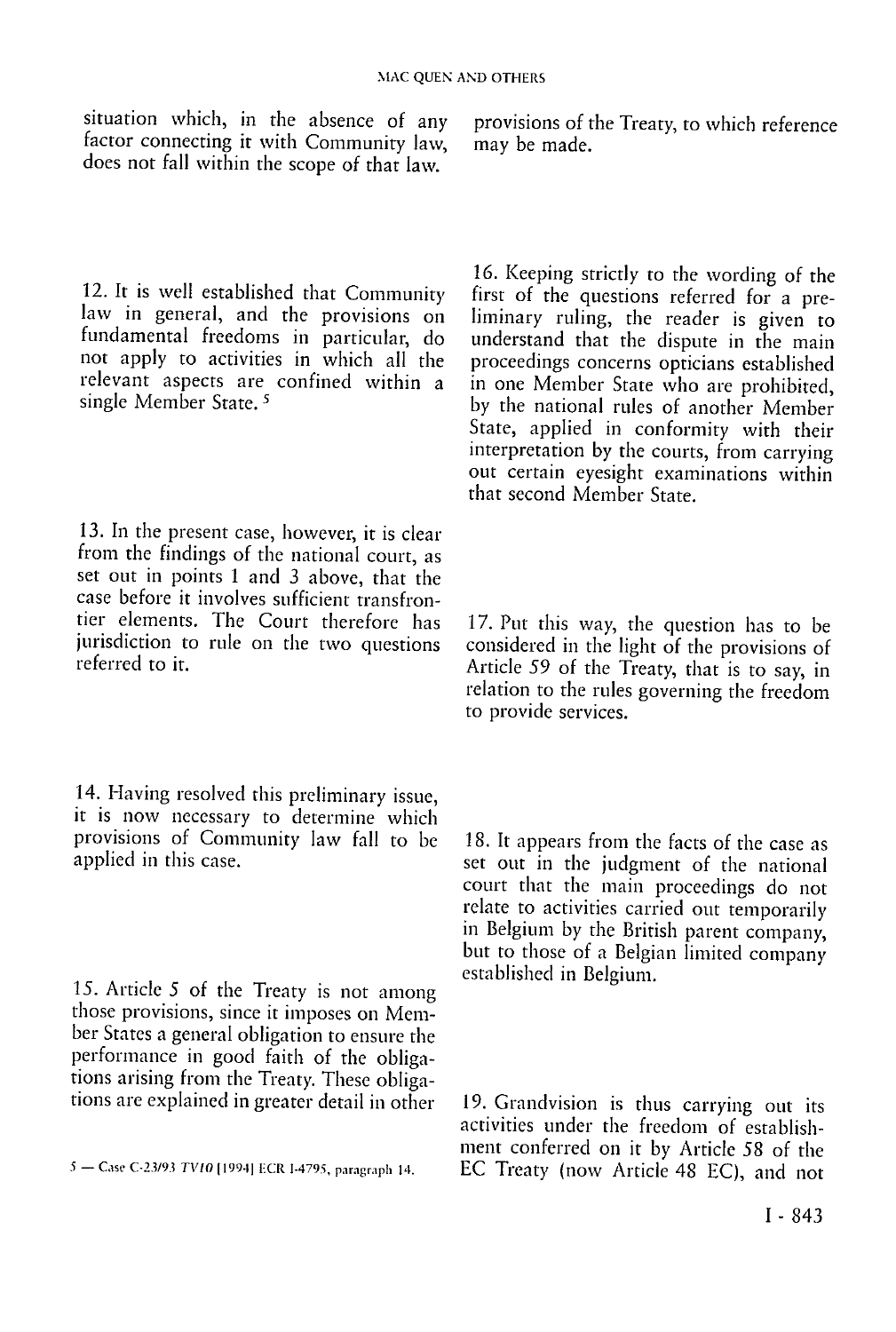situation which, in the absence of any factor connecting it with Community law, does not fall within the scope of that law.

12. It is well established that Community law in general, and the provisions on fundamental freedoms in particular, do not apply to activities in which all the relevant aspects are confined within a single Member State. [5]

13. In the present case, however, it is clear from the findings of the national court, as set out in points 1 and 3 above, that the case before it involves sufficient transfrontier elements. The Court therefore has jurisdiction to rule on the two questions referred to it.

14. Having resolved this preliminary issue, it is now necessary to determine which provisions of Community law fall to be applied in this case.

15. Article 5 of the Treaty is not among those provisions, since it imposes on Member States a general obligation to ensure the performance in good faith of the obligations arising from the Treaty. These obligations are explained in greater detail in other provisions of the Treaty, to which reference may be made.

16. Keeping strictly to the wording of the first of the questions referred for a preliminary ruling, the reader is given to understand that the dispute in the main proceedings concerns opticians established in one Member State who are prohibited, by the national rules of another Member State, applied in conformity with their interpretation by the courts, from carrying out certain eyesight examinations within that second Member State.

17. Put this way, the question has to be considered in the light of the provisions of Article 59 of the Treaty, that is to say, in relation to the rules governing the freedom to provide services.

18. It appears from the facts of the case as set out in the judgment of the national court that the main proceedings do not relate to activities carried out temporarily in Belgium by the British parent company, but to those of a Belgian limited company established in Belgium.

19. Grandvision is thus carrying out its activities under the freedom of establishment conferred on it by Article 58 of the EC Treaty (now Article 48 EC), and not

5 — Case C-23/93 *TV10* [1994] ECR I-4795, paragraph 14.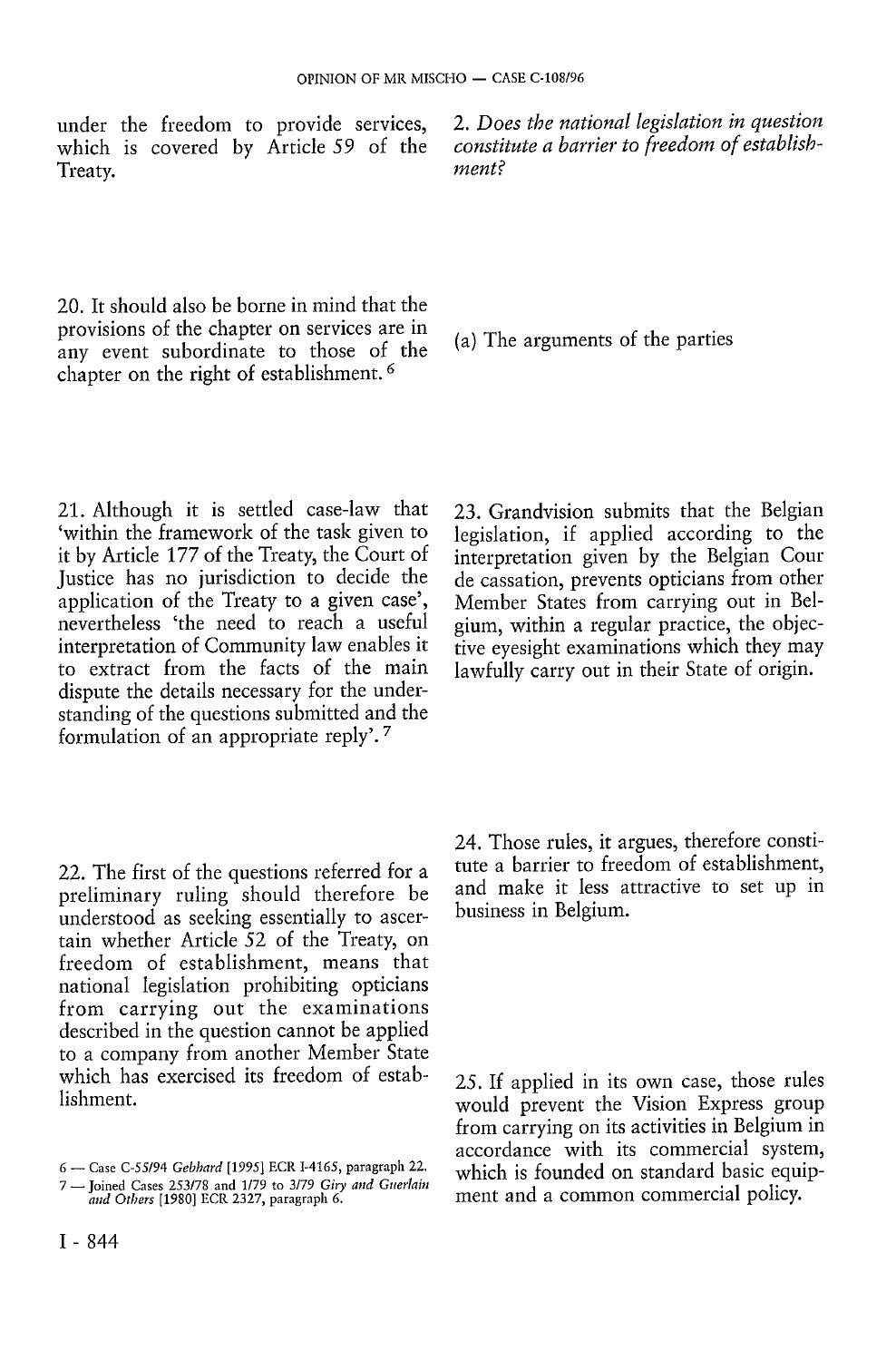under the freedom to provide services, which is covered by Article 59 of the Treaty.

20. It should also be borne in mind that the provisions of the chapter on services are in any event subordinate to those of the chapter on the right of establishment. [6]

21. Although it is settled case-law that 'within the framework of the task given to it by Article 177 of the Treaty, the Court of Justice has no jurisdiction to decide the application of the Treaty to a given case', nevertheless 'the need to reach a useful interpretation of Community law enables it to extract from the facts of the main dispute the details necessary for the understanding of the questions submitted and the formulation of an appropriate reply'. [7]

22. The first of the questions referred for a preliminary ruling should therefore be understood as seeking essentially to ascertain whether Article 52 of the Treaty, on freedom of establishment, means that national legislation prohibiting opticians from carrying out the examinations described in the question cannot be applied to a company from another Member State which has exercised its freedom of establishment.

### 2. *Does the national legislation in question constitute a barrier to freedom of establishment?*

#### (a) The arguments of the parties

23. Grandvision submits that the Belgian legislation, if applied according to the interpretation given by the Belgian Cour de cassation, prevents opticians from other Member States from carrying out in Belgium, within a regular practice, the objective eyesight examinations which they may lawfully carry out in their State of origin.

24. Those rules, it argues, therefore constitute a barrier to freedom of establishment, and make it less attractive to set up in business in Belgium.

25. If applied in its own case, those rules would prevent the Vision Express group from carrying on its activities in Belgium in accordance with its commercial system, which is founded on standard basic equipment and a common commercial policy.

---

6 — Case C-55/94 *Gebhard* [1995] ECR I-4165, paragraph 22.

7 — Joined Cases 253/78 and 1/79 to 3/79 *Giry and Guerlain and Others* [1980] ECR 2327, paragraph 6.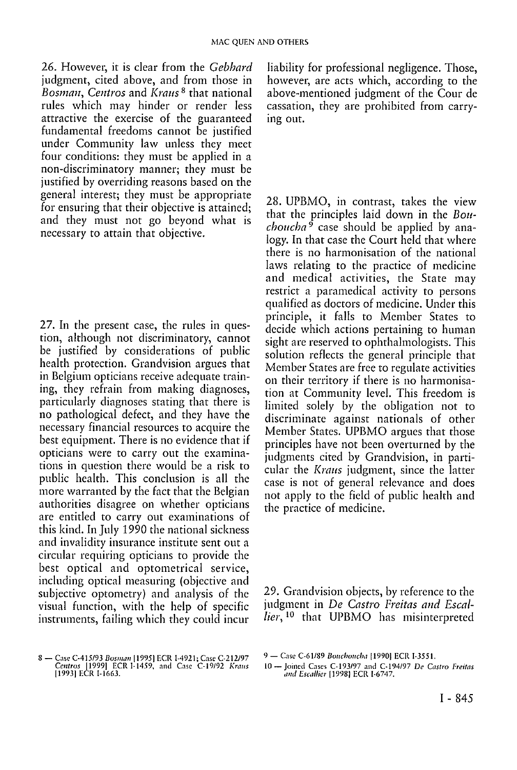26. However, it is clear from the *Gebhard* judgment, cited above, and from those in *Bosman*, *Centros* and *Kraus* [8] that national rules which may hinder or render less attractive the exercise of the guaranteed fundamental freedoms cannot be justified under Community law unless they meet four conditions: they must be applied in a non-discriminatory manner; they must be justified by overriding reasons based on the general interest; they must be appropriate for ensuring that their objective is attained; and they must not go beyond what is necessary to attain that objective.

27. In the present case, the rules in question, although not discriminatory, cannot be justified by considerations of public health protection. Grandvision argues that in Belgium opticians receive adequate training, they refrain from making diagnoses, particularly diagnoses stating that there is no pathological defect, and they have the necessary financial resources to acquire the best equipment. There is no evidence that if opticians were to carry out the examinations in question there would be a risk to public health. This conclusion is all the more warranted by the fact that the Belgian authorities disagree on whether opticians are entitled to carry out examinations of this kind. In July 1990 the national sickness and invalidity insurance institute sent out a circular requiring opticians to provide the best optical and optometrical service, including optical measuring (objective and subjective optometry) and analysis of the visual function, with the help of specific instruments, failing which they could incur liability for professional negligence. Those, however, are acts which, according to the above-mentioned judgment of the Cour de cassation, they are prohibited from carrying out.

28. UPBMO, in contrast, takes the view that the principles laid down in the *Bouchoucha* [9] case should be applied by analogy. In that case the Court held that where there is no harmonisation of the national laws relating to the practice of medicine and medical activities, the State may restrict a paramedical activity to persons qualified as doctors of medicine. Under this principle, it falls to Member States to decide which actions pertaining to human sight are reserved to ophthalmologists. This solution reflects the general principle that Member States are free to regulate activities on their territory if there is no harmonisation at Community level. This freedom is limited solely by the obligation not to discriminate against nationals of other Member States. UPBMO argues that those principles have not been overturned by the judgments cited by Grandvision, in particular the *Kraus* judgment, since the latter case is not of general relevance and does not apply to the field of public health and the practice of medicine.

29. Grandvision objects, by reference to the judgment in *De Castro Freitas and Escallier*, [10] that UPBMO has misinterpreted

8 — Case C-415/93 *Bosman* [1995] ECR I-4921; Case C-212/97 *Centros* [1999] ECR I-1459, and Case C-19/92 *Kraus* [1993] ECR I-1663.

9 — Case C-61/89 *Bouchoucha* [1990] ECR I-3551.

10 — Joined Cases C-193/97 and C-194/97 *De Castro Freitas and Escallier* [1998] ECR I-6747.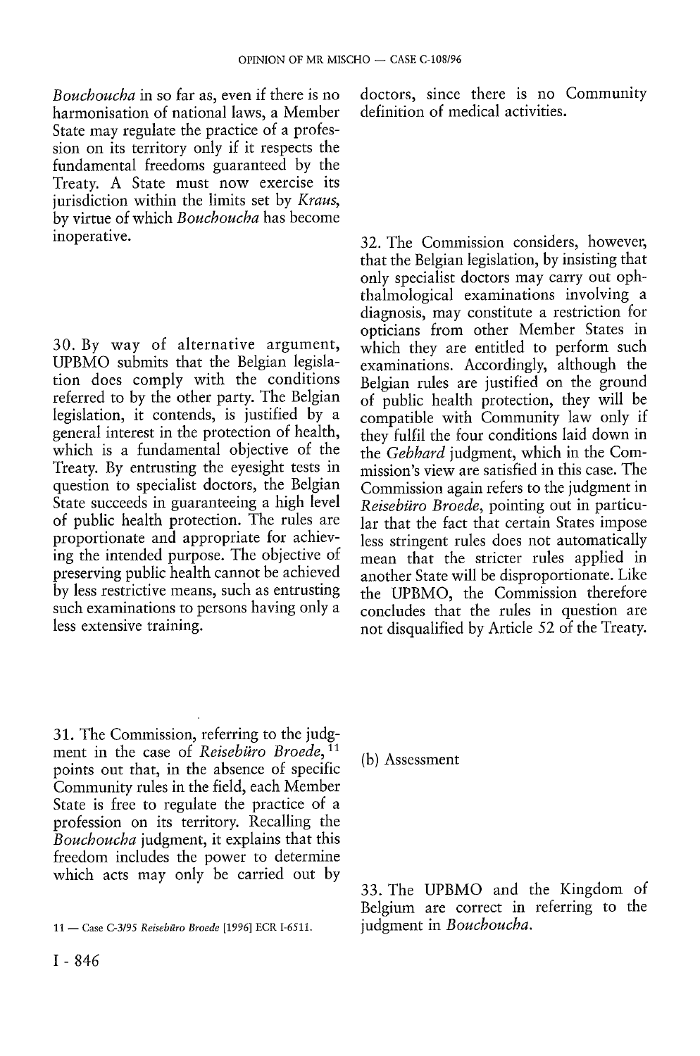*Bouchoucha* in so far as, even if there is no harmonisation of national laws, a Member State may regulate the practice of a profession on its territory only if it respects the fundamental freedoms guaranteed by the Treaty. A State must now exercise its jurisdiction within the limits set by *Kraus*, by virtue of which *Bouchoucha* has become inoperative.

30. By way of alternative argument, UPBMO submits that the Belgian legislation does comply with the conditions referred to by the other party. The Belgian legislation, it contends, is justified by a general interest in the protection of health, which is a fundamental objective of the Treaty. By entrusting the eyesight tests in question to specialist doctors, the Belgian State succeeds in guaranteeing a high level of public health protection. The rules are proportionate and appropriate for achieving the intended purpose. The objective of preserving public health cannot be achieved by less restrictive means, such as entrusting such examinations to persons having only a less extensive training.

31. The Commission, referring to the judgment in the case of *Reisebüro Broede*,[11] points out that, in the absence of specific Community rules in the field, each Member State is free to regulate the practice of a profession on its territory. Recalling the *Bouchoucha* judgment, it explains that this freedom includes the power to determine which acts may only be carried out by doctors, since there is no Community definition of medical activities.

32. The Commission considers, however, that the Belgian legislation, by insisting that only specialist doctors may carry out ophthalmological examinations involving a diagnosis, may constitute a restriction for opticians from other Member States in which they are entitled to perform such examinations. Accordingly, although the Belgian rules are justified on the ground of public health protection, they will be compatible with Community law only if they fulfil the four conditions laid down in the *Gebhard* judgment, which in the Commission's view are satisfied in this case. The Commission again refers to the judgment in *Reisebüro Broede*, pointing out in particular that the fact that certain States impose less stringent rules does not automatically mean that the stricter rules applied in another State will be disproportionate. Like the UPBMO, the Commission therefore concludes that the rules in question are not disqualified by Article 52 of the Treaty.

(b) Assessment

33. The UPBMO and the Kingdom of Belgium are correct in referring to the judgment in *Bouchoucha*.

11 — Case C-3/95 *Reisebüro Broede* [1996] ECR I-6511.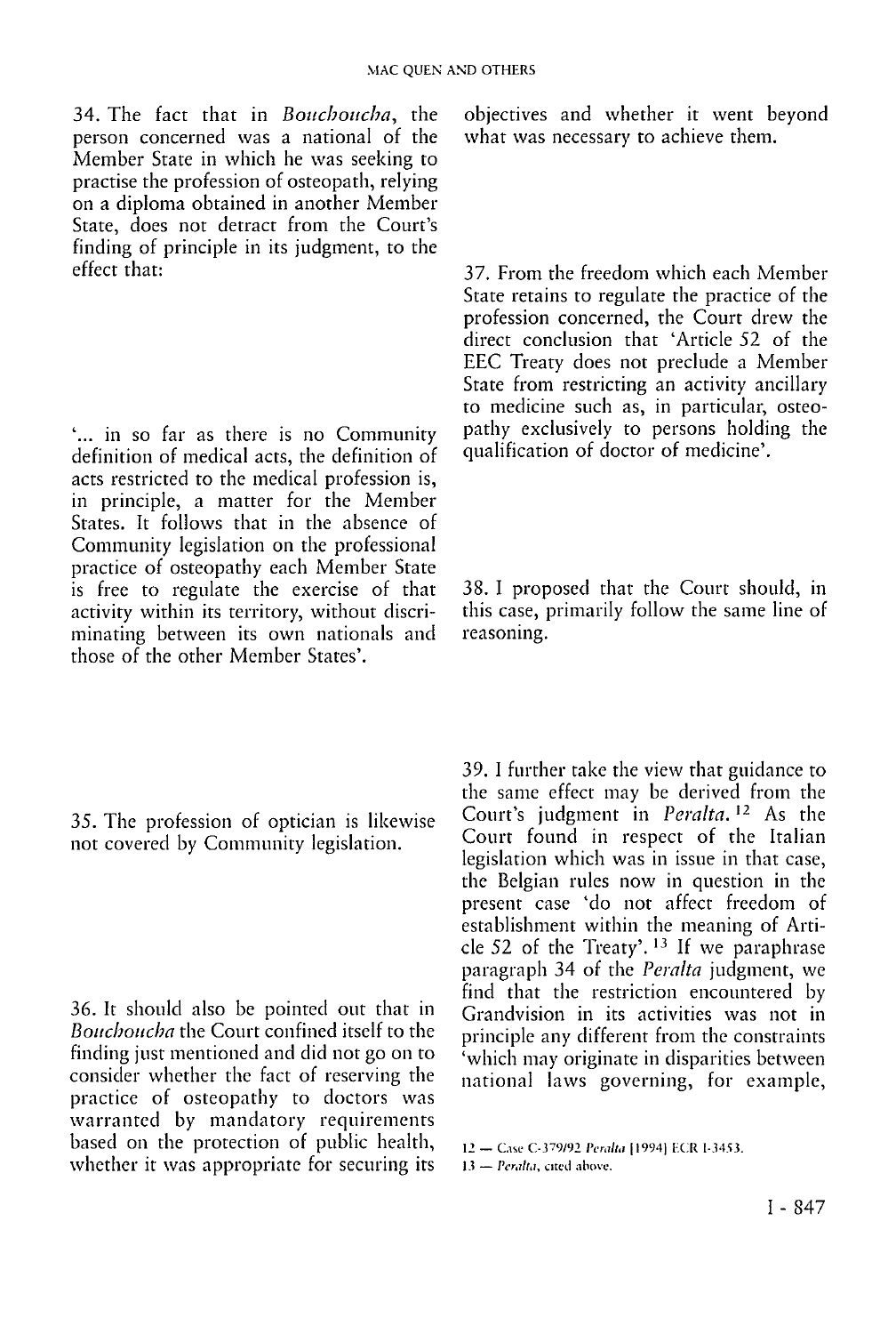34. The fact that in *Bouchoucha*, the person concerned was a national of the Member State in which he was seeking to practise the profession of osteopath, relying on a diploma obtained in another Member State, does not detract from the Court's finding of principle in its judgment, to the effect that:

'... in so far as there is no Community definition of medical acts, the definition of acts restricted to the medical profession is, in principle, a matter for the Member States. It follows that in the absence of Community legislation on the professional practice of osteopathy each Member State is free to regulate the exercise of that activity within its territory, without discriminating between its own nationals and those of the other Member States'.

35. The profession of optician is likewise not covered by Community legislation.

36. It should also be pointed out that in *Bouchoucha* the Court confined itself to the finding just mentioned and did not go on to consider whether the fact of reserving the practice of osteopathy to doctors was warranted by mandatory requirements based on the protection of public health, whether it was appropriate for securing its objectives and whether it went beyond what was necessary to achieve them.

37. From the freedom which each Member State retains to regulate the practice of the profession concerned, the Court drew the direct conclusion that 'Article 52 of the EEC Treaty does not preclude a Member State from restricting an activity ancillary to medicine such as, in particular, osteopathy exclusively to persons holding the qualification of doctor of medicine'.

38. I proposed that the Court should, in this case, primarily follow the same line of reasoning.

39. I further take the view that guidance to the same effect may be derived from the Court's judgment in *Peralta*.[12] As the Court found in respect of the Italian legislation which was in issue in that case, the Belgian rules now in question in the present case 'do not affect freedom of establishment within the meaning of Article 52 of the Treaty'.[13] If we paraphrase paragraph 34 of the *Peralta* judgment, we find that the restriction encountered by Grandvision in its activities was not in principle any different from the constraints 'which may originate in disparities between national laws governing, for example,

12 — Case C-379/92 *Peralta* [1994] ECR I-3453.

13 — *Peralta*, cited above.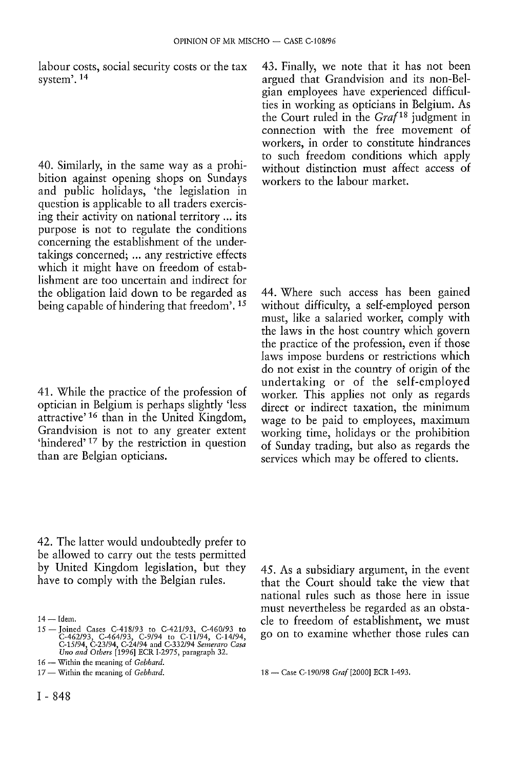labour costs, social security costs or the tax system'.[14]

40. Similarly, in the same way as a prohibition against opening shops on Sundays and public holidays, 'the legislation in question is applicable to all traders exercising their activity on national territory ... its purpose is not to regulate the conditions concerning the establishment of the undertakings concerned; ... any restrictive effects which it might have on freedom of establishment are too uncertain and indirect for the obligation laid down to be regarded as being capable of hindering that freedom'.[15]

41. While the practice of the profession of optician in Belgium is perhaps slightly 'less attractive'[16] than in the United Kingdom, Grandvision is not to any greater extent 'hindered'[17] by the restriction in question than are Belgian opticians.

42. The latter would undoubtedly prefer to be allowed to carry out the tests permitted by United Kingdom legislation, but they have to comply with the Belgian rules.

43. Finally, we note that it has not been argued that Grandvision and its non-Belgian employees have experienced difficulties in working as opticians in Belgium. As the Court ruled in the *Graf*[18] judgment in connection with the free movement of workers, in order to constitute hindrances to such freedom conditions which apply without distinction must affect access of workers to the labour market.

44. Where such access has been gained without difficulty, a self-employed person must, like a salaried worker, comply with the laws in the host country which govern the practice of the profession, even if those laws impose burdens or restrictions which do not exist in the country of origin of the undertaking or of the self-employed worker. This applies not only as regards direct or indirect taxation, the minimum wage to be paid to employees, maximum working time, holidays or the prohibition of Sunday trading, but also as regards the services which may be offered to clients.

45. As a subsidiary argument, in the event that the Court should take the view that national rules such as those here in issue must nevertheless be regarded as an obstacle to freedom of establishment, we must go on to examine whether those rules can

---

14 — Idem.

15 — Joined Cases C-418/93 to C-421/93, C-460/93 to C-462/93, C-464/93, C-9/94 to C-11/94, C-14/94, C-15/94, C-23/94, C-24/94 and C-332/94 *Semeraro Casa Uno and Others* [1996] ECR I-2975, paragraph 32.

16 — Within the meaning of *Gebhard*.

17 — Within the meaning of *Gebhard*.

18 — Case C-190/98 *Graf* [2000] ECR I-493.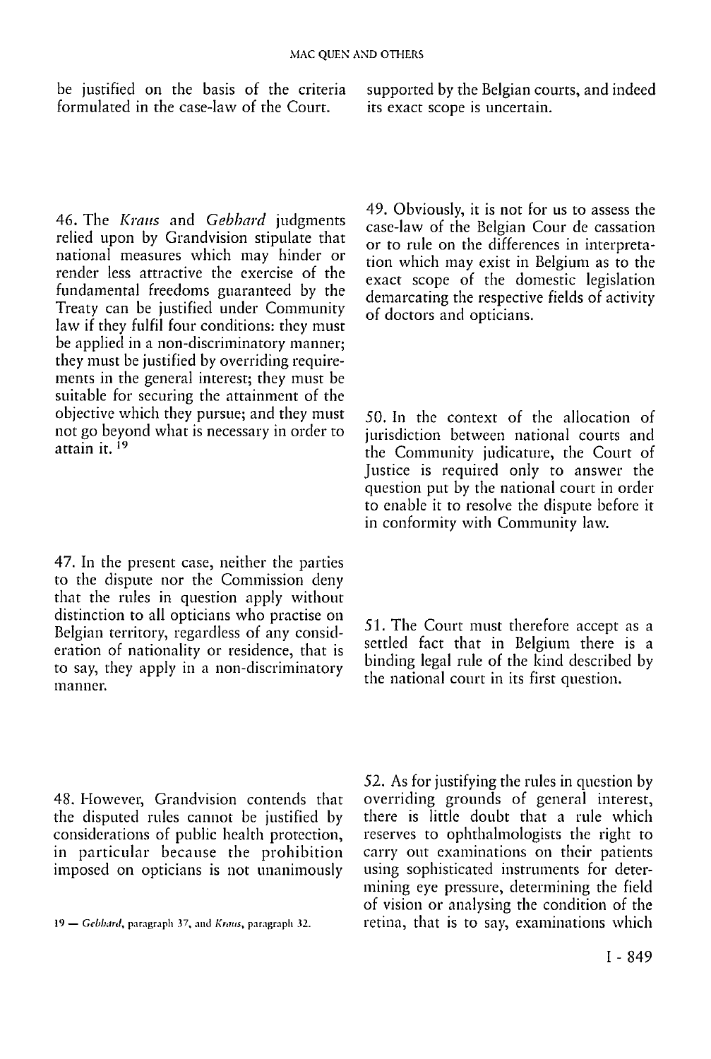be justified on the basis of the criteria formulated in the case-law of the Court.

46. The *Kraus* and *Gebhard* judgments relied upon by Grandvision stipulate that national measures which may hinder or render less attractive the exercise of the fundamental freedoms guaranteed by the Treaty can be justified under Community law if they fulfil four conditions: they must be applied in a non-discriminatory manner; they must be justified by overriding requirements in the general interest; they must be suitable for securing the attainment of the objective which they pursue; and they must not go beyond what is necessary in order to attain it.[19]

47. In the present case, neither the parties to the dispute nor the Commission deny that the rules in question apply without distinction to all opticians who practise on Belgian territory, regardless of any consideration of nationality or residence, that is to say, they apply in a non-discriminatory manner.

48. However, Grandvision contends that the disputed rules cannot be justified by considerations of public health protection, in particular because the prohibition imposed on opticians is not unanimously supported by the Belgian courts, and indeed its exact scope is uncertain.

49. Obviously, it is not for us to assess the case-law of the Belgian Cour de cassation or to rule on the differences in interpretation which may exist in Belgium as to the exact scope of the domestic legislation demarcating the respective fields of activity of doctors and opticians.

50. In the context of the allocation of jurisdiction between national courts and the Community judicature, the Court of Justice is required only to answer the question put by the national court in order to enable it to resolve the dispute before it in conformity with Community law.

51. The Court must therefore accept as a settled fact that in Belgium there is a binding legal rule of the kind described by the national court in its first question.

52. As for justifying the rules in question by overriding grounds of general interest, there is little doubt that a rule which reserves to ophthalmologists the right to carry out examinations on their patients using sophisticated instruments for determining eye pressure, determining the field of vision or analysing the condition of the retina, that is to say, examinations which

19 — *Gebhard*, paragraph 37, and *Kraus*, paragraph 32.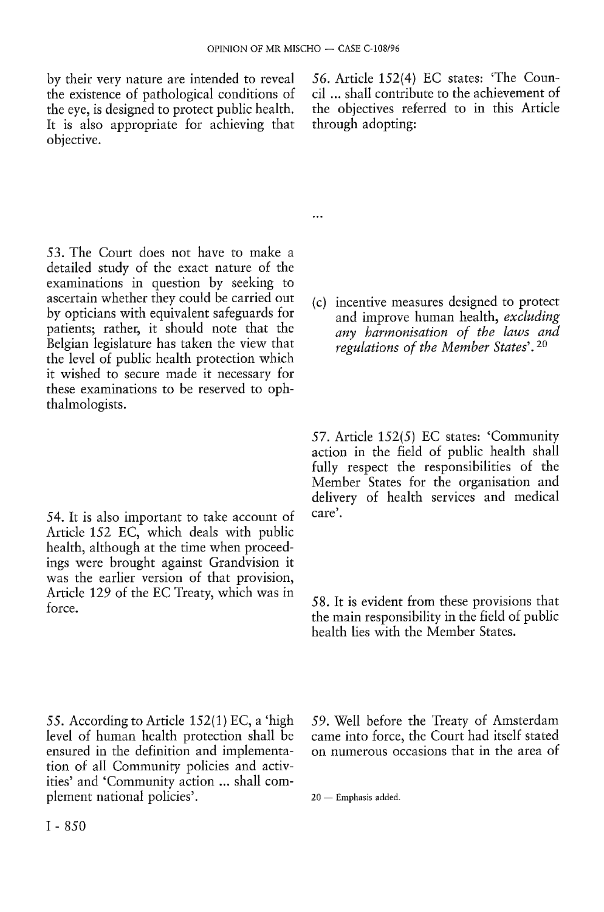by their very nature are intended to reveal the existence of pathological conditions of the eye, is designed to protect public health. It is also appropriate for achieving that objective.

53. The Court does not have to make a detailed study of the exact nature of the examinations in question by seeking to ascertain whether they could be carried out by opticians with equivalent safeguards for patients; rather, it should note that the Belgian legislature has taken the view that the level of public health protection which it wished to secure made it necessary for these examinations to be reserved to ophthalmologists.

54. It is also important to take account of Article 152 EC, which deals with public health, although at the time when proceedings were brought against Grandvision it was the earlier version of that provision, Article 129 of the EC Treaty, which was in force.

55. According to Article 152(1) EC, a 'high level of human health protection shall be ensured in the definition and implementation of all Community policies and activities' and 'Community action ... shall complement national policies'.

56. Article 152(4) EC states: 'The Council ... shall contribute to the achievement of the objectives referred to in this Article through adopting:

...

(c) incentive measures designed to protect and improve human health, *excluding any harmonisation of the laws and regulations of the Member States*'. [20]

57. Article 152(5) EC states: 'Community action in the field of public health shall fully respect the responsibilities of the Member States for the organisation and delivery of health services and medical care'.

58. It is evident from these provisions that the main responsibility in the field of public health lies with the Member States.

59. Well before the Treaty of Amsterdam came into force, the Court had itself stated on numerous occasions that in the area of

20 — Emphasis added.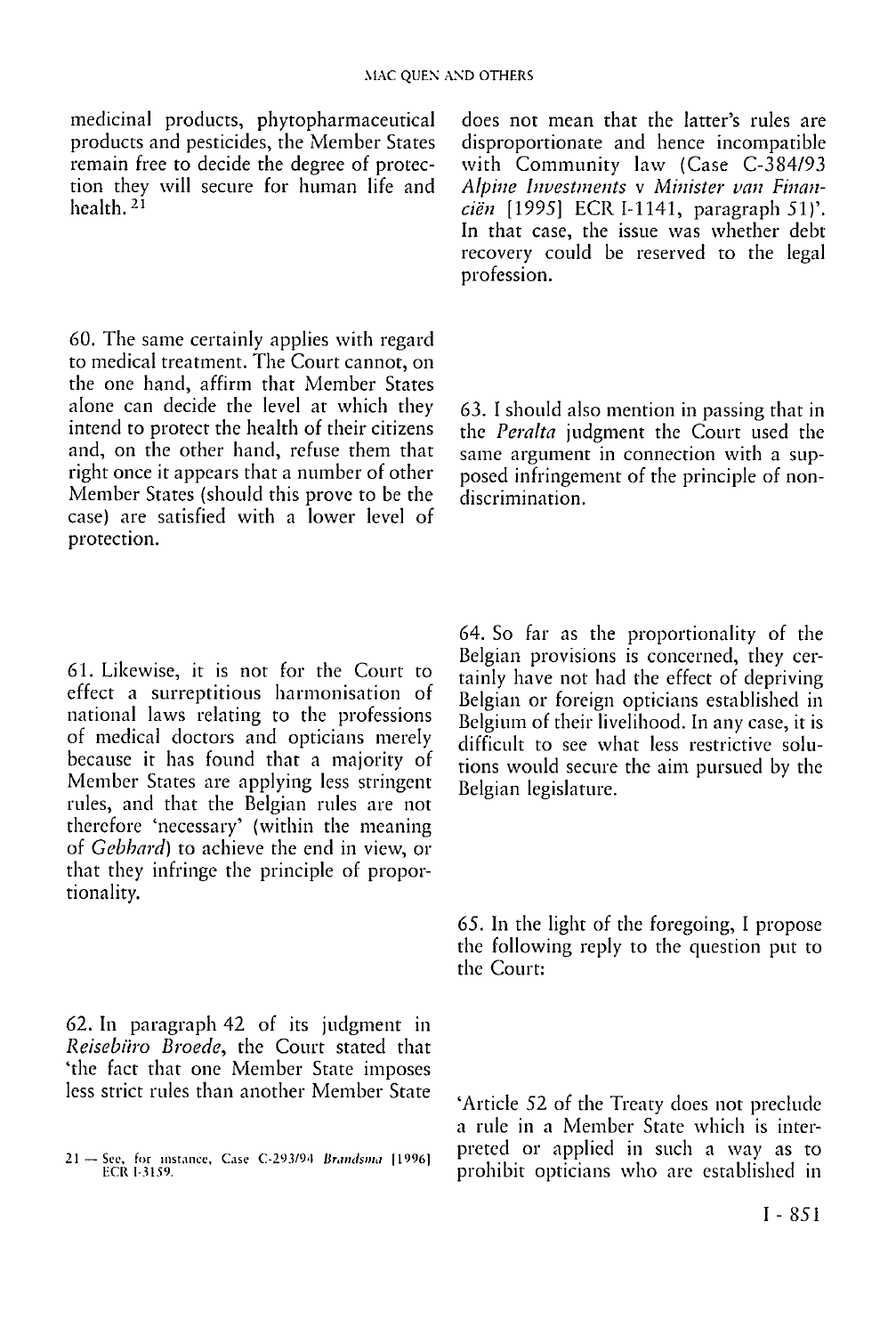medicinal products, phytopharmaceutical products and pesticides, the Member States remain free to decide the degree of protection they will secure for human life and health. [21]

60. The same certainly applies with regard to medical treatment. The Court cannot, on the one hand, affirm that Member States alone can decide the level at which they intend to protect the health of their citizens and, on the other hand, refuse them that right once it appears that a number of other Member States (should this prove to be the case) are satisfied with a lower level of protection.

61. Likewise, it is not for the Court to effect a surreptitious harmonisation of national laws relating to the professions of medical doctors and opticians merely because it has found that a majority of Member States are applying less stringent rules, and that the Belgian rules are not therefore 'necessary' (within the meaning of *Gebhard*) to achieve the end in view, or that they infringe the principle of proportionality.

62. In paragraph 42 of its judgment in *Reisebüro Broede*, the Court stated that 'the fact that one Member State imposes less strict rules than another Member State does not mean that the latter's rules are disproportionate and hence incompatible with Community law (Case C-384/93 *Alpine Investments* v *Minister van Financiën* [1995] ECR I-1141, paragraph 51)'. In that case, the issue was whether debt recovery could be reserved to the legal profession.

63. I should also mention in passing that in the *Peralta* judgment the Court used the same argument in connection with a supposed infringement of the principle of non-discrimination.

64. So far as the proportionality of the Belgian provisions is concerned, they certainly have not had the effect of depriving Belgian or foreign opticians established in Belgium of their livelihood. In any case, it is difficult to see what less restrictive solutions would secure the aim pursued by the Belgian legislature.

65. In the light of the foregoing, I propose the following reply to the question put to the Court:

'Article 52 of the Treaty does not preclude a rule in a Member State which is interpreted or applied in such a way as to prohibit opticians who are established in

---

21 — See, for instance, Case C-293/94 *Brandsma* [1996] ECR I-3159.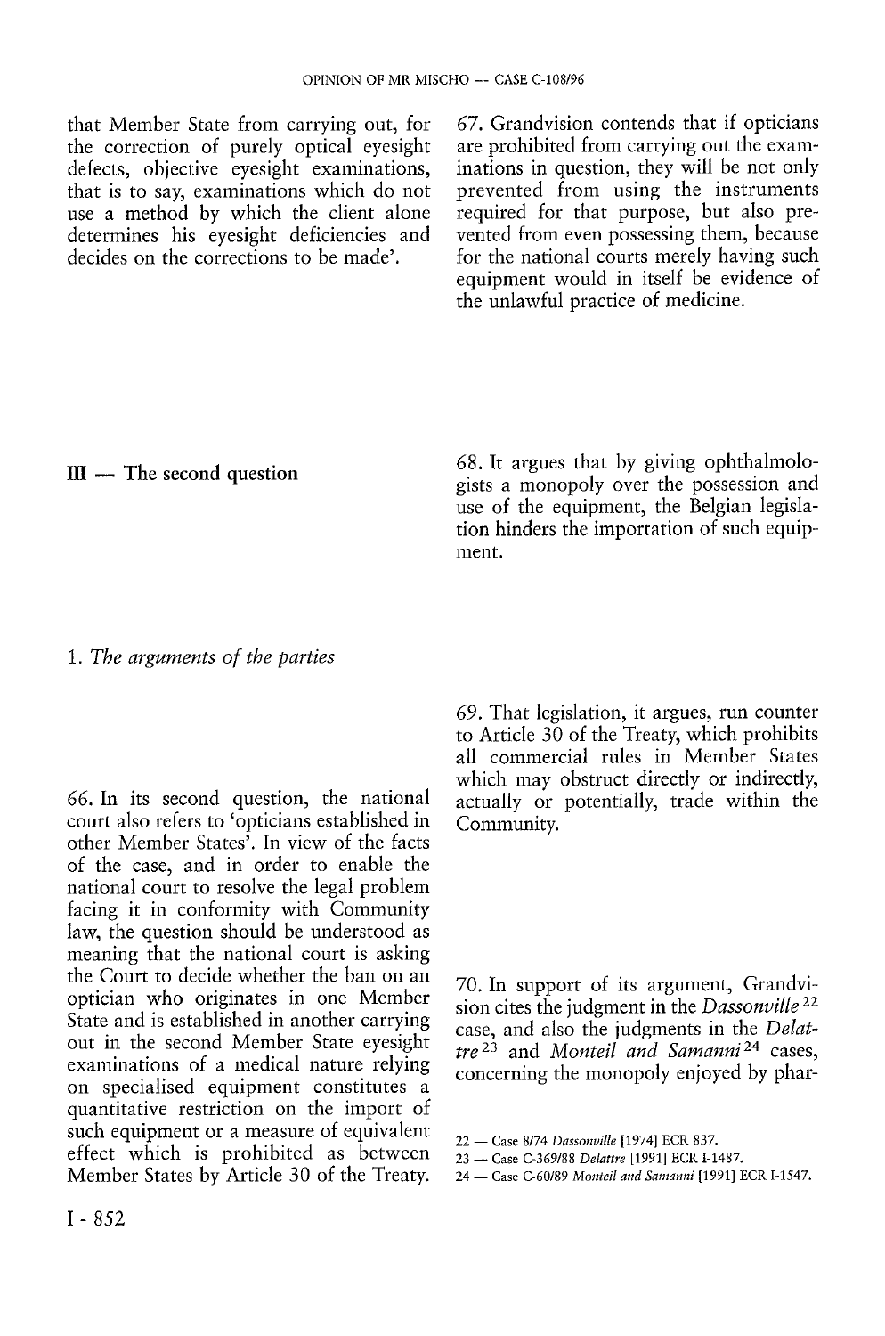that Member State from carrying out, for the correction of purely optical eyesight defects, objective eyesight examinations, that is to say, examinations which do not use a method by which the client alone determines his eyesight deficiencies and decides on the corrections to be made'.

## III — The second question

### 1. *The arguments of the parties*

66. In its second question, the national court also refers to 'opticians established in other Member States'. In view of the facts of the case, and in order to enable the national court to resolve the legal problem facing it in conformity with Community law, the question should be understood as meaning that the national court is asking the Court to decide whether the ban on an optician who originates in one Member State and is established in another carrying out in the second Member State eyesight examinations of a medical nature relying on specialised equipment constitutes a quantitative restriction on the import of such equipment or a measure of equivalent effect which is prohibited as between Member States by Article 30 of the Treaty.

67. Grandvision contends that if opticians are prohibited from carrying out the examinations in question, they will be not only prevented from using the instruments required for that purpose, but also prevented from even possessing them, because for the national courts merely having such equipment would in itself be evidence of the unlawful practice of medicine.

68. It argues that by giving ophthalmologists a monopoly over the possession and use of the equipment, the Belgian legislation hinders the importation of such equipment.

69. That legislation, it argues, run counter to Article 30 of the Treaty, which prohibits all commercial rules in Member States which may obstruct directly or indirectly, actually or potentially, trade within the Community.

70. In support of its argument, Grandvision cites the judgment in the *Dassonville* [22] case, and also the judgments in the *Delattre* [23] and *Monteil and Samanni* [24] cases, concerning the monopoly enjoyed by phar-

22 — Case 8/74 *Dassonville* [1974] ECR 837.

23 — Case C-369/88 *Delattre* [1991] ECR I-1487.

24 — Case C-60/89 *Monteil and Samanni* [1991] ECR I-1547.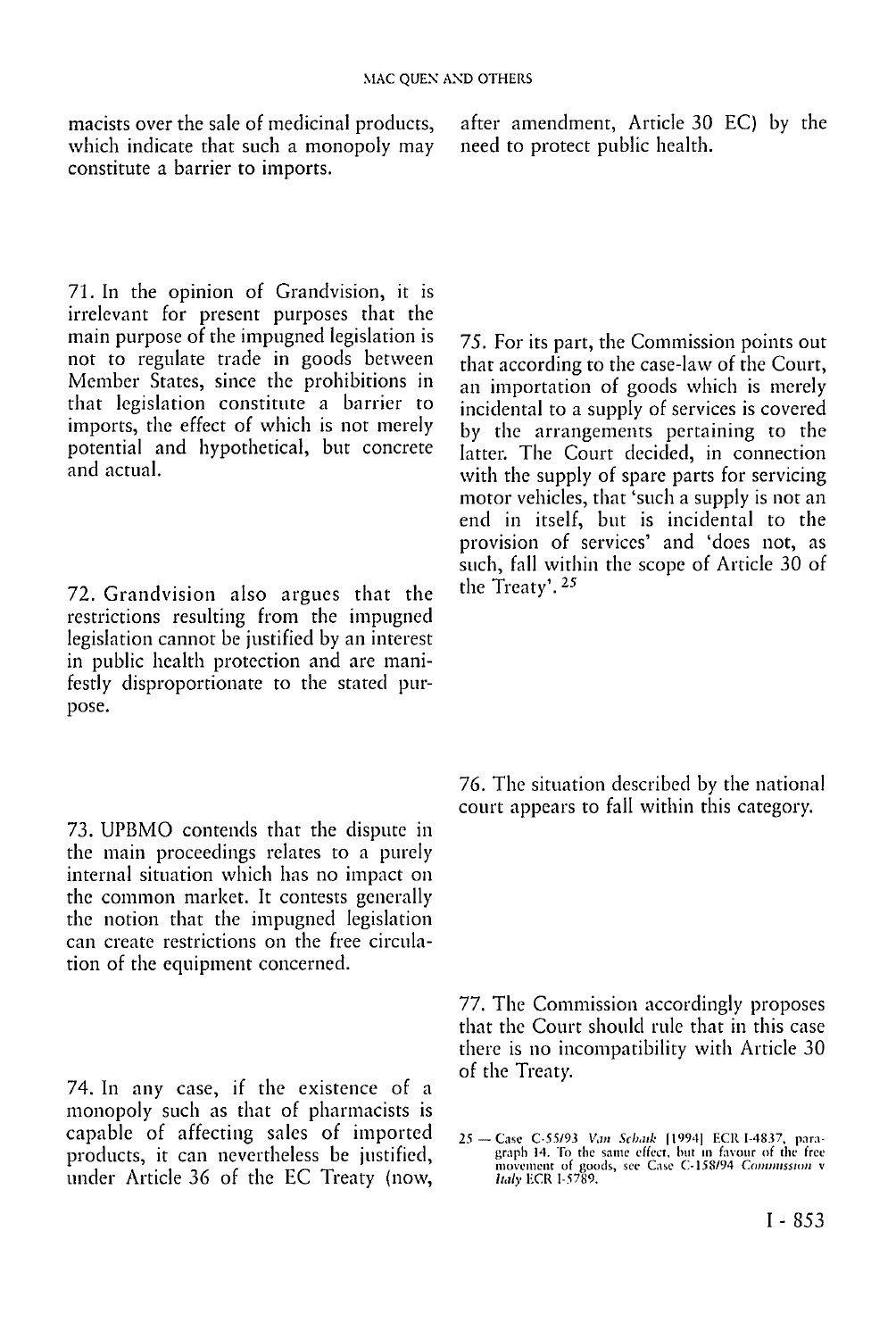macists over the sale of medicinal products, which indicate that such a monopoly may constitute a barrier to imports.

71. In the opinion of Grandvision, it is irrelevant for present purposes that the main purpose of the impugned legislation is not to regulate trade in goods between Member States, since the prohibitions in that legislation constitute a barrier to imports, the effect of which is not merely potential and hypothetical, but concrete and actual.

72. Grandvision also argues that the restrictions resulting from the impugned legislation cannot be justified by an interest in public health protection and are manifestly disproportionate to the stated purpose.

73. UPBMO contends that the dispute in the main proceedings relates to a purely internal situation which has no impact on the common market. It contests generally the notion that the impugned legislation can create restrictions on the free circulation of the equipment concerned.

74. In any case, if the existence of a monopoly such as that of pharmacists is capable of affecting sales of imported products, it can nevertheless be justified, under Article 36 of the EC Treaty (now, after amendment, Article 30 EC) by the need to protect public health.

75. For its part, the Commission points out that according to the case-law of the Court, an importation of goods which is merely incidental to a supply of services is covered by the arrangements pertaining to the latter. The Court decided, in connection with the supply of spare parts for servicing motor vehicles, that 'such a supply is not an end in itself, but is incidental to the provision of services' and 'does not, as such, fall within the scope of Article 30 of the Treaty'.[25]

76. The situation described by the national court appears to fall within this category.

77. The Commission accordingly proposes that the Court should rule that in this case there is no incompatibility with Article 30 of the Treaty.

25 — Case C-55/93 *Van Schaik* [1994] ECR I-4837, paragraph 14. To the same effect, but in favour of the free movement of goods, see Case C-158/94 *Commission* v *Italy* ECR I-5789.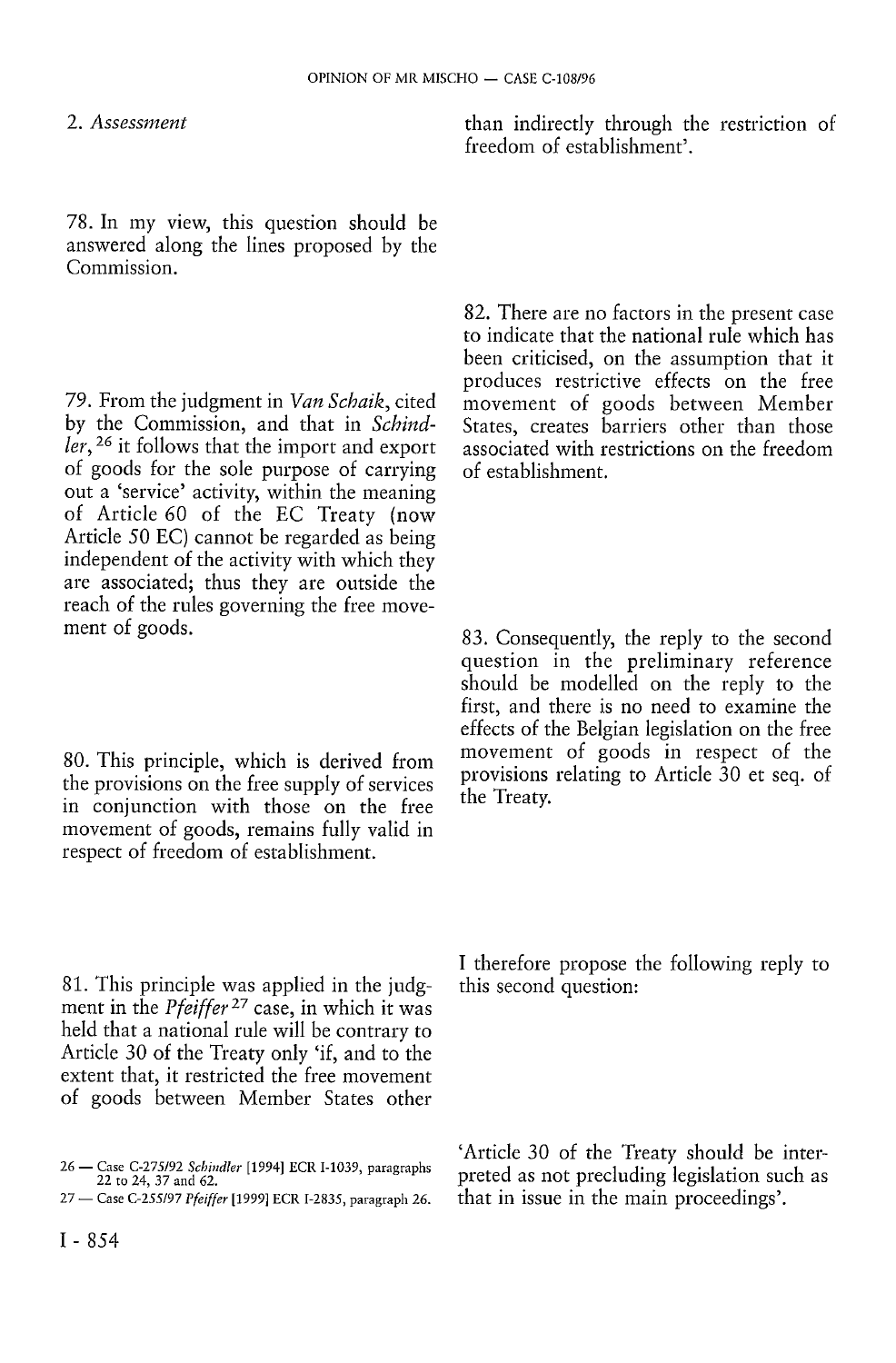2. *Assessment*

78. In my view, this question should be answered along the lines proposed by the Commission.

79. From the judgment in *Van Schaik*, cited by the Commission, and that in *Schindler*,[26] it follows that the import and export of goods for the sole purpose of carrying out a 'service' activity, within the meaning of Article 60 of the EC Treaty (now Article 50 EC) cannot be regarded as being independent of the activity with which they are associated; thus they are outside the reach of the rules governing the free movement of goods.

80. This principle, which is derived from the provisions on the free supply of services in conjunction with those on the free movement of goods, remains fully valid in respect of freedom of establishment.

81. This principle was applied in the judgment in the *Pfeiffer*[27] case, in which it was held that a national rule will be contrary to Article 30 of the Treaty only 'if, and to the extent that, it restricted the free movement of goods between Member States other than indirectly through the restriction of freedom of establishment'.

82. There are no factors in the present case to indicate that the national rule which has been criticised, on the assumption that it produces restrictive effects on the free movement of goods between Member States, creates barriers other than those associated with restrictions on the freedom of establishment.

83. Consequently, the reply to the second question in the preliminary reference should be modelled on the reply to the first, and there is no need to examine the effects of the Belgian legislation on the free movement of goods in respect of the provisions relating to Article 30 et seq. of the Treaty.

I therefore propose the following reply to this second question:

'Article 30 of the Treaty should be interpreted as not precluding legislation such as that in issue in the main proceedings'.

26 — Case C-275/92 *Schindler* [1994] ECR I-1039, paragraphs 22 to 24, 37 and 62.

27 — Case C-255/97 *Pfeiffer* [1999] ECR I-2835, paragraph 26.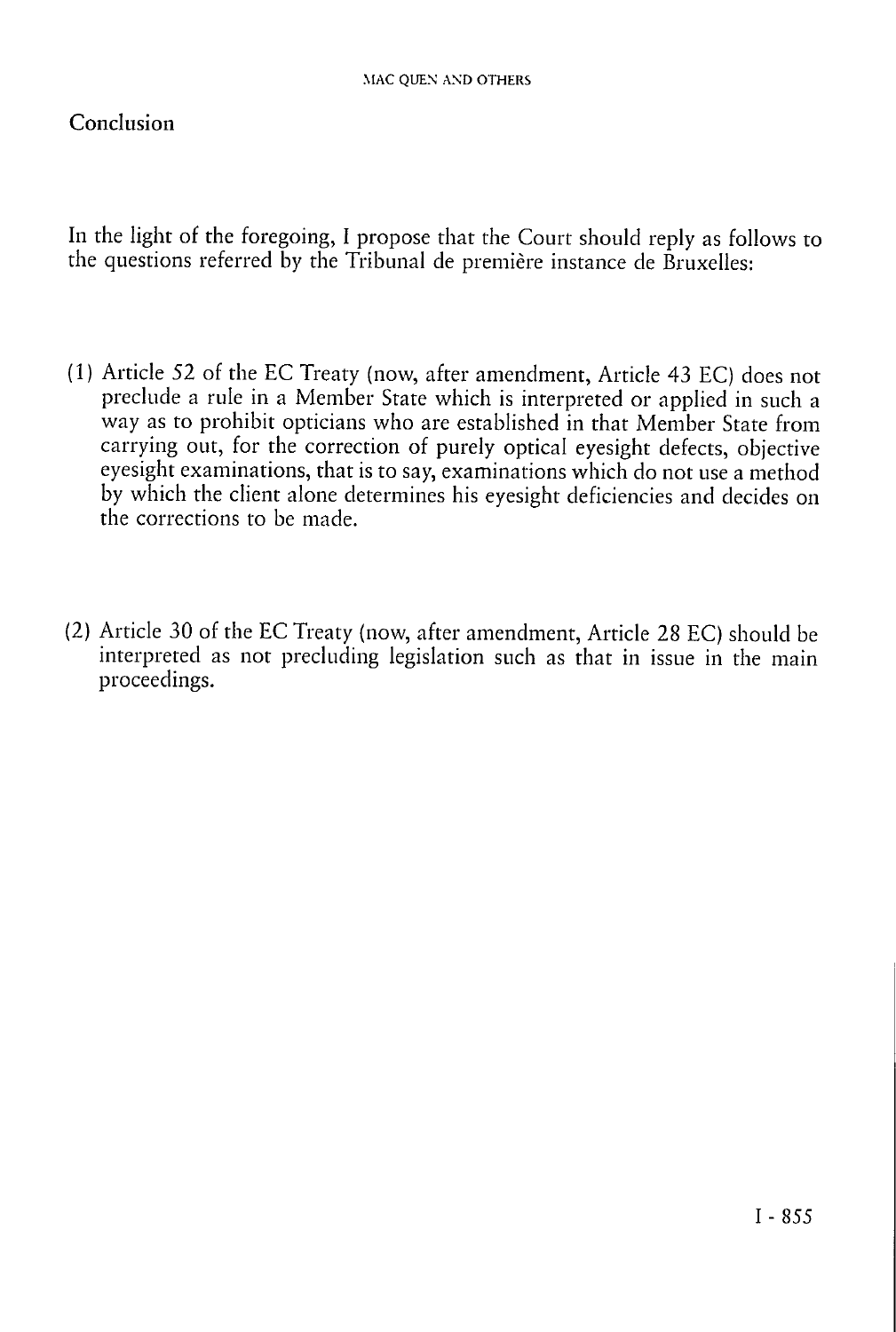## Conclusion

In the light of the foregoing, I propose that the Court should reply as follows to the questions referred by the Tribunal de première instance de Bruxelles:

(1) Article 52 of the EC Treaty (now, after amendment, Article 43 EC) does not preclude a rule in a Member State which is interpreted or applied in such a way as to prohibit opticians who are established in that Member State from carrying out, for the correction of purely optical eyesight defects, objective eyesight examinations, that is to say, examinations which do not use a method by which the client alone determines his eyesight deficiencies and decides on the corrections to be made.

(2) Article 30 of the EC Treaty (now, after amendment, Article 28 EC) should be interpreted as not precluding legislation such as that in issue in the main proceedings.